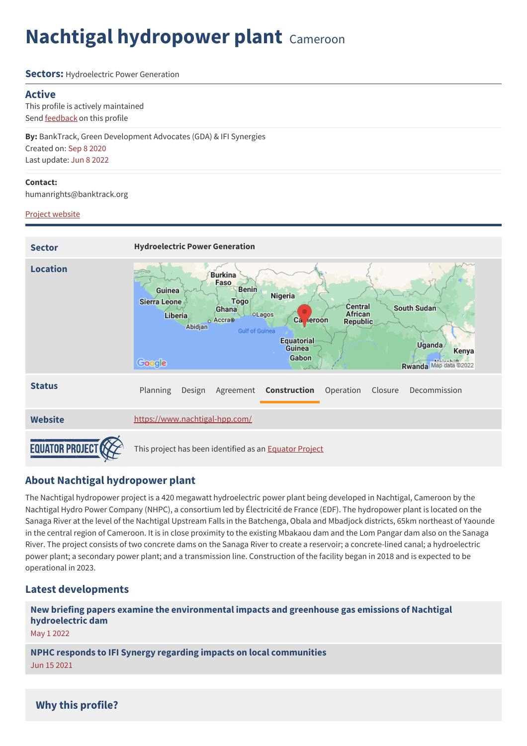# Nachtigal hydropower plant Cameroon

**Sectors:** Hydroelectric Power Generation

## Active

This profile is actively maintained

Send feedback on this profile

**By:** BankTrack, Green Development Advocates (GDA) & IFI Synergies

Created on: Sep 8 2020

Last update: Jun 8 2022

**Contact:**

humanrights@banktrack.org

Project website

| | |
|---|---|
| **Sector** | **Hydroelectric Power Generation** |
| **Location** | |
| **Status** | Planning Design Agreement **Construction** Operation Closure Decommission |
| **Website** | https://www.nachtigal-hpp.com/ |
| EQUATOR PROJECT | This project has been identified as an Equator Project |

## About Nachtigal hydropower plant

The Nachtigal hydropower project is a 420 megawatt hydroelectric power plant being developed in Nachtigal, Cameroon by the Nachtigal Hydro Power Company (NHPC), a consortium led by Électricité de France (EDF). The hydropower plant is located on the Sanaga River at the level of the Nachtigal Upstream Falls in the Batchenga, Obala and Mbadjock districts, 65km northeast of Yaounde in the central region of Cameroon. It is in close proximity to the existing Mbakaou dam and the Lom Pangar dam also on the Sanaga River. The project consists of two concrete dams on the Sanaga River to create a reservoir; a concrete-lined canal; a hydroelectric power plant; a secondary power plant; and a transmission line. Construction of the facility began in 2018 and is expected to be operational in 2023.

## Latest developments

**New briefing papers examine the environmental impacts and greenhouse gas emissions of Nachtigal hydroelectric dam**

May 1 2022

**NPHC responds to IFI Synergy regarding impacts on local communities**

Jun 15 2021

## Why this profile?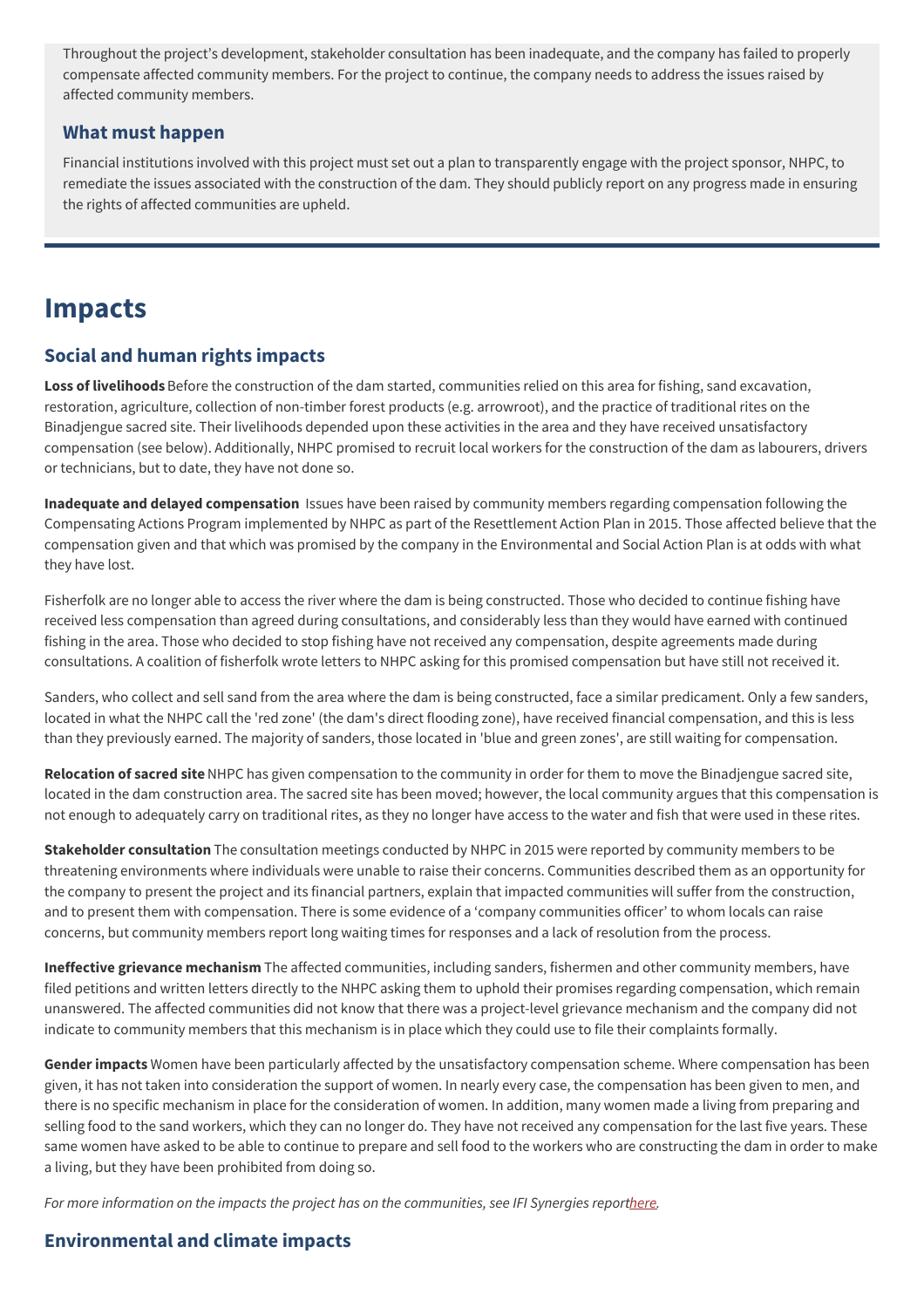Throughout the project's development, stakeholder consultation has been inadequate, and the company has failed to properly compensate affected community members. For the project to continue, the company needs to address the issues raised by affected community members.

### What must happen

Financial institutions involved with this project must set out a plan to transparently engage with the project sponsor, NHPC, to remediate the issues associated with the construction of the dam. They should publicly report on any progress made in ensuring the rights of affected communities are upheld.

# Impacts

## Social and human rights impacts

**Loss of livelihoods** Before the construction of the dam started, communities relied on this area for fishing, sand excavation, restoration, agriculture, collection of non-timber forest products (e.g. arrowroot), and the practice of traditional rites on the Binadjengue sacred site. Their livelihoods depended upon these activities in the area and they have received unsatisfactory compensation (see below). Additionally, NHPC promised to recruit local workers for the construction of the dam as labourers, drivers or technicians, but to date, they have not done so.

**Inadequate and delayed compensation** Issues have been raised by community members regarding compensation following the Compensating Actions Program implemented by NHPC as part of the Resettlement Action Plan in 2015. Those affected believe that the compensation given and that which was promised by the company in the Environmental and Social Action Plan is at odds with what they have lost.

Fisherfolk are no longer able to access the river where the dam is being constructed. Those who decided to continue fishing have received less compensation than agreed during consultations, and considerably less than they would have earned with continued fishing in the area. Those who decided to stop fishing have not received any compensation, despite agreements made during consultations. A coalition of fisherfolk wrote letters to NHPC asking for this promised compensation but have still not received it.

Sanders, who collect and sell sand from the area where the dam is being constructed, face a similar predicament. Only a few sanders, located in what the NHPC call the 'red zone' (the dam's direct flooding zone), have received financial compensation, and this is less than they previously earned. The majority of sanders, those located in 'blue and green zones', are still waiting for compensation.

**Relocation of sacred site** NHPC has given compensation to the community in order for them to move the Binadjengue sacred site, located in the dam construction area. The sacred site has been moved; however, the local community argues that this compensation is not enough to adequately carry on traditional rites, as they no longer have access to the water and fish that were used in these rites.

**Stakeholder consultation** The consultation meetings conducted by NHPC in 2015 were reported by community members to be threatening environments where individuals were unable to raise their concerns. Communities described them as an opportunity for the company to present the project and its financial partners, explain that impacted communities will suffer from the construction, and to present them with compensation. There is some evidence of a 'company communities officer' to whom locals can raise concerns, but community members report long waiting times for responses and a lack of resolution from the process.

**Ineffective grievance mechanism** The affected communities, including sanders, fishermen and other community members, have filed petitions and written letters directly to the NHPC asking them to uphold their promises regarding compensation, which remain unanswered. The affected communities did not know that there was a project-level grievance mechanism and the company did not indicate to community members that this mechanism is in place which they could use to file their complaints formally.

**Gender impacts** Women have been particularly affected by the unsatisfactory compensation scheme. Where compensation has been given, it has not taken into consideration the support of women. In nearly every case, the compensation has been given to men, and there is no specific mechanism in place for the consideration of women. In addition, many women made a living from preparing and selling food to the sand workers, which they can no longer do. They have not received any compensation for the last five years. These same women have asked to be able to continue to prepare and sell food to the workers who are constructing the dam in order to make a living, but they have been prohibited from doing so.

*For more information on the impacts the project has on the communities, see IFI Synergies report[here](here).*

## Environmental and climate impacts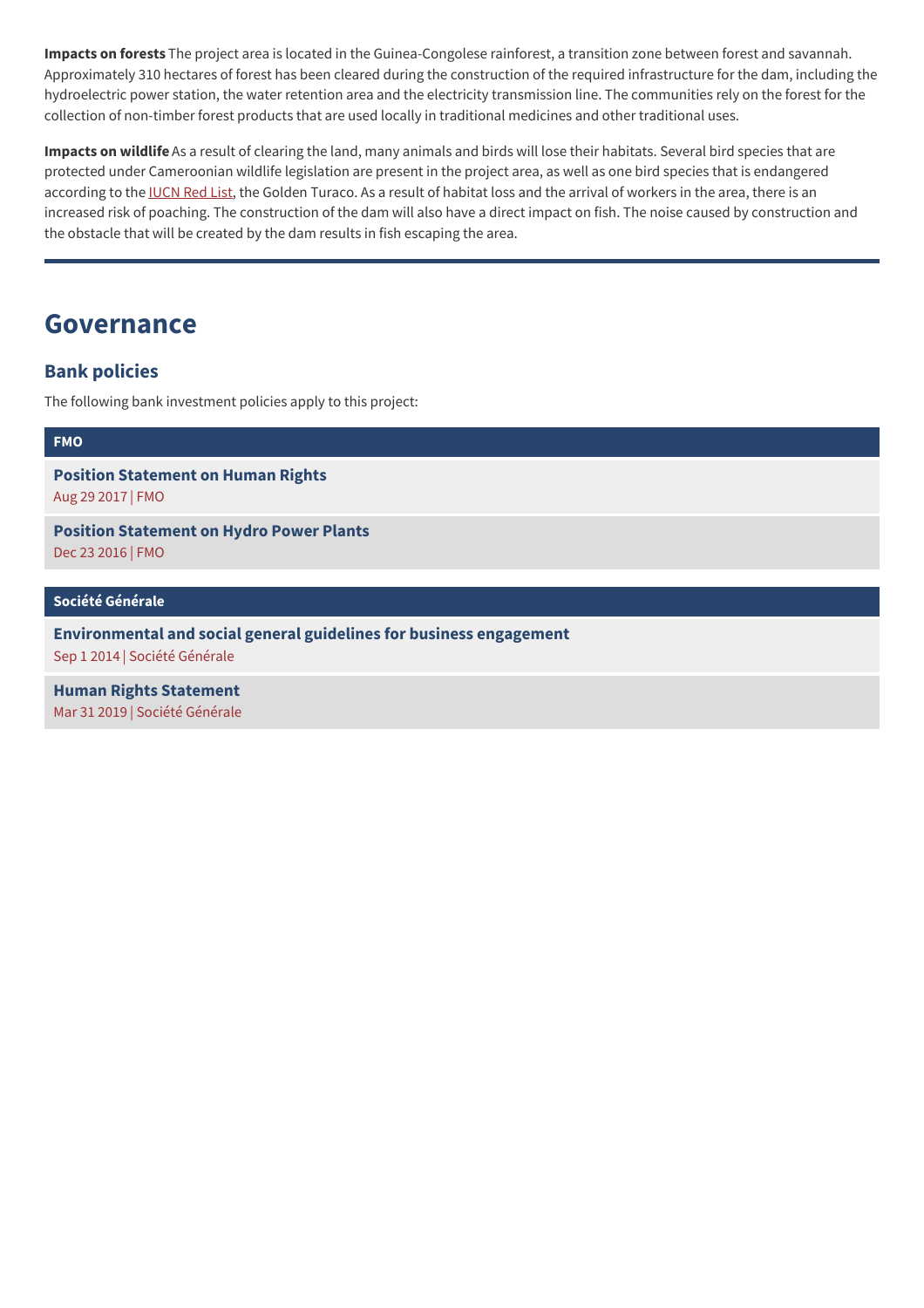**Impacts on forests** The project area is located in the Guinea-Congolese rainforest, a transition zone between forest and savannah. Approximately 310 hectares of forest has been cleared during the construction of the required infrastructure for the dam, including the hydroelectric power station, the water retention area and the electricity transmission line. The communities rely on the forest for the collection of non-timber forest products that are used locally in traditional medicines and other traditional uses.

**Impacts on wildlife** As a result of clearing the land, many animals and birds will lose their habitats. Several bird species that are protected under Cameroonian wildlife legislation are present in the project area, as well as one bird species that is endangered according to the IUCN Red List, the Golden Turaco. As a result of habitat loss and the arrival of workers in the area, there is an increased risk of poaching. The construction of the dam will also have a direct impact on fish. The noise caused by construction and the obstacle that will be created by the dam results in fish escaping the area.

# Governance

## Bank policies

The following bank investment policies apply to this project:

### FMO

**Position Statement on Human Rights**
Aug 29 2017 | FMO

**Position Statement on Hydro Power Plants**
Dec 23 2016 | FMO

### Société Générale

**Environmental and social general guidelines for business engagement**
Sep 1 2014 | Société Générale

**Human Rights Statement**
Mar 31 2019 | Société Générale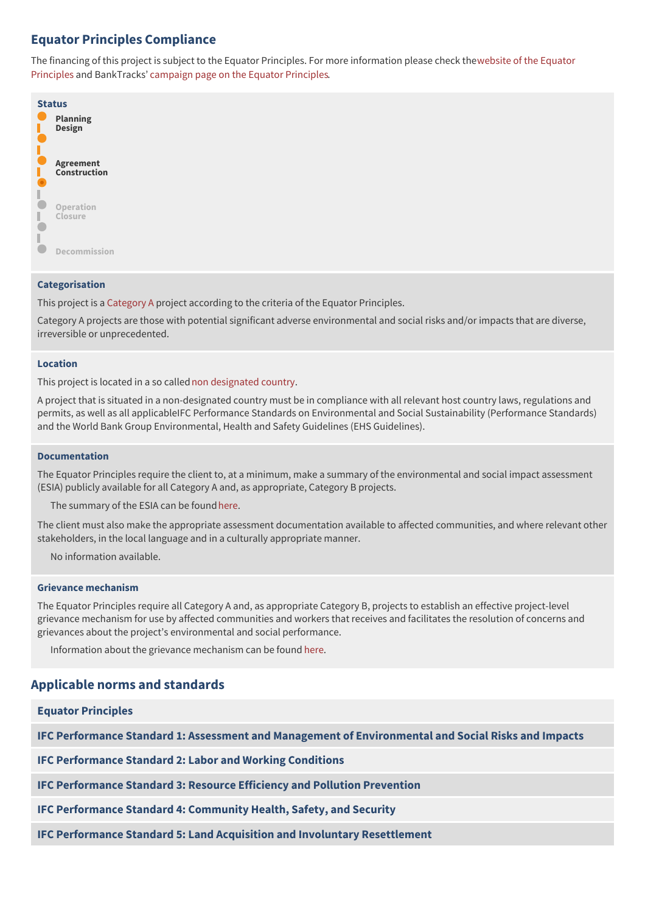## Equator Principles Compliance

The financing of this project is subject to the Equator Principles. For more information please check the website of the Equator Principles and BankTracks' campaign page on the Equator Principles.

### Status

- Planning
- Design
- Agreement
- Construction
- Operation
- Closure
- Decommission

### Categorisation

This project is a Category A project according to the criteria of the Equator Principles.

Category A projects are those with potential significant adverse environmental and social risks and/or impacts that are diverse, irreversible or unprecedented.

### Location

This project is located in a so called non designated country.

A project that is situated in a non-designated country must be in compliance with all relevant host country laws, regulations and permits, as well as all applicable IFC Performance Standards on Environmental and Social Sustainability (Performance Standards) and the World Bank Group Environmental, Health and Safety Guidelines (EHS Guidelines).

### Documentation

The Equator Principles require the client to, at a minimum, make a summary of the environmental and social impact assessment (ESIA) publicly available for all Category A and, as appropriate, Category B projects.

The summary of the ESIA can be found here.

The client must also make the appropriate assessment documentation available to affected communities, and where relevant other stakeholders, in the local language and in a culturally appropriate manner.

No information available.

### Grievance mechanism

The Equator Principles require all Category A and, as appropriate Category B, projects to establish an effective project-level grievance mechanism for use by affected communities and workers that receives and facilitates the resolution of concerns and grievances about the project's environmental and social performance.

Information about the grievance mechanism can be found here.

## Applicable norms and standards

### Equator Principles

### IFC Performance Standard 1: Assessment and Management of Environmental and Social Risks and Impacts

### IFC Performance Standard 2: Labor and Working Conditions

### IFC Performance Standard 3: Resource Efficiency and Pollution Prevention

### IFC Performance Standard 4: Community Health, Safety, and Security

### IFC Performance Standard 5: Land Acquisition and Involuntary Resettlement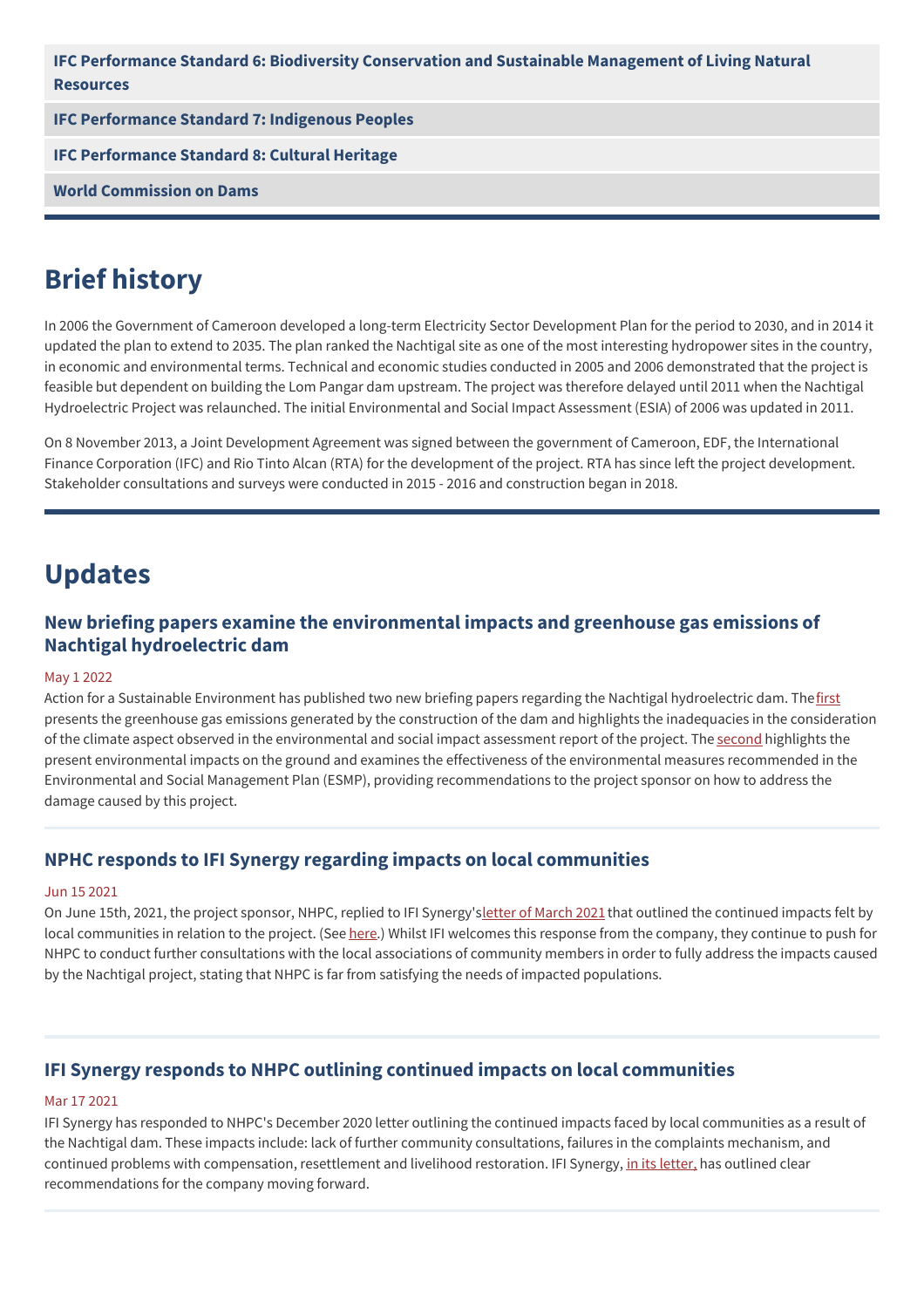**IFC Performance Standard 6: Biodiversity Conservation and Sustainable Management of Living Natural Resources**

**IFC Performance Standard 7: Indigenous Peoples**

**IFC Performance Standard 8: Cultural Heritage**

**World Commission on Dams**

# Brief history

In 2006 the Government of Cameroon developed a long-term Electricity Sector Development Plan for the period to 2030, and in 2014 it updated the plan to extend to 2035. The plan ranked the Nachtigal site as one of the most interesting hydropower sites in the country, in economic and environmental terms. Technical and economic studies conducted in 2005 and 2006 demonstrated that the project is feasible but dependent on building the Lom Pangar dam upstream. The project was therefore delayed until 2011 when the Nachtigal Hydroelectric Project was relaunched. The initial Environmental and Social Impact Assessment (ESIA) of 2006 was updated in 2011.

On 8 November 2013, a Joint Development Agreement was signed between the government of Cameroon, EDF, the International Finance Corporation (IFC) and Rio Tinto Alcan (RTA) for the development of the project. RTA has since left the project development. Stakeholder consultations and surveys were conducted in 2015 - 2016 and construction began in 2018.

# Updates

## New briefing papers examine the environmental impacts and greenhouse gas emissions of Nachtigal hydroelectric dam

May 1 2022

Action for a Sustainable Environment has published two new briefing papers regarding the Nachtigal hydroelectric dam. The first presents the greenhouse gas emissions generated by the construction of the dam and highlights the inadequacies in the consideration of the climate aspect observed in the environmental and social impact assessment report of the project. The second highlights the present environmental impacts on the ground and examines the effectiveness of the environmental measures recommended in the Environmental and Social Management Plan (ESMP), providing recommendations to the project sponsor on how to address the damage caused by this project.

## NPHC responds to IFI Synergy regarding impacts on local communities

Jun 15 2021

On June 15th, 2021, the project sponsor, NHPC, replied to IFI Synergy's letter of March 2021 that outlined the continued impacts felt by local communities in relation to the project. (See here.) Whilst IFI welcomes this response from the company, they continue to push for NHPC to conduct further consultations with the local associations of community members in order to fully address the impacts caused by the Nachtigal project, stating that NHPC is far from satisfying the needs of impacted populations.

## IFI Synergy responds to NHPC outlining continued impacts on local communities

Mar 17 2021

IFI Synergy has responded to NHPC's December 2020 letter outlining the continued impacts faced by local communities as a result of the Nachtigal dam. These impacts include: lack of further community consultations, failures in the complaints mechanism, and continued problems with compensation, resettlement and livelihood restoration. IFI Synergy, in its letter, has outlined clear recommendations for the company moving forward.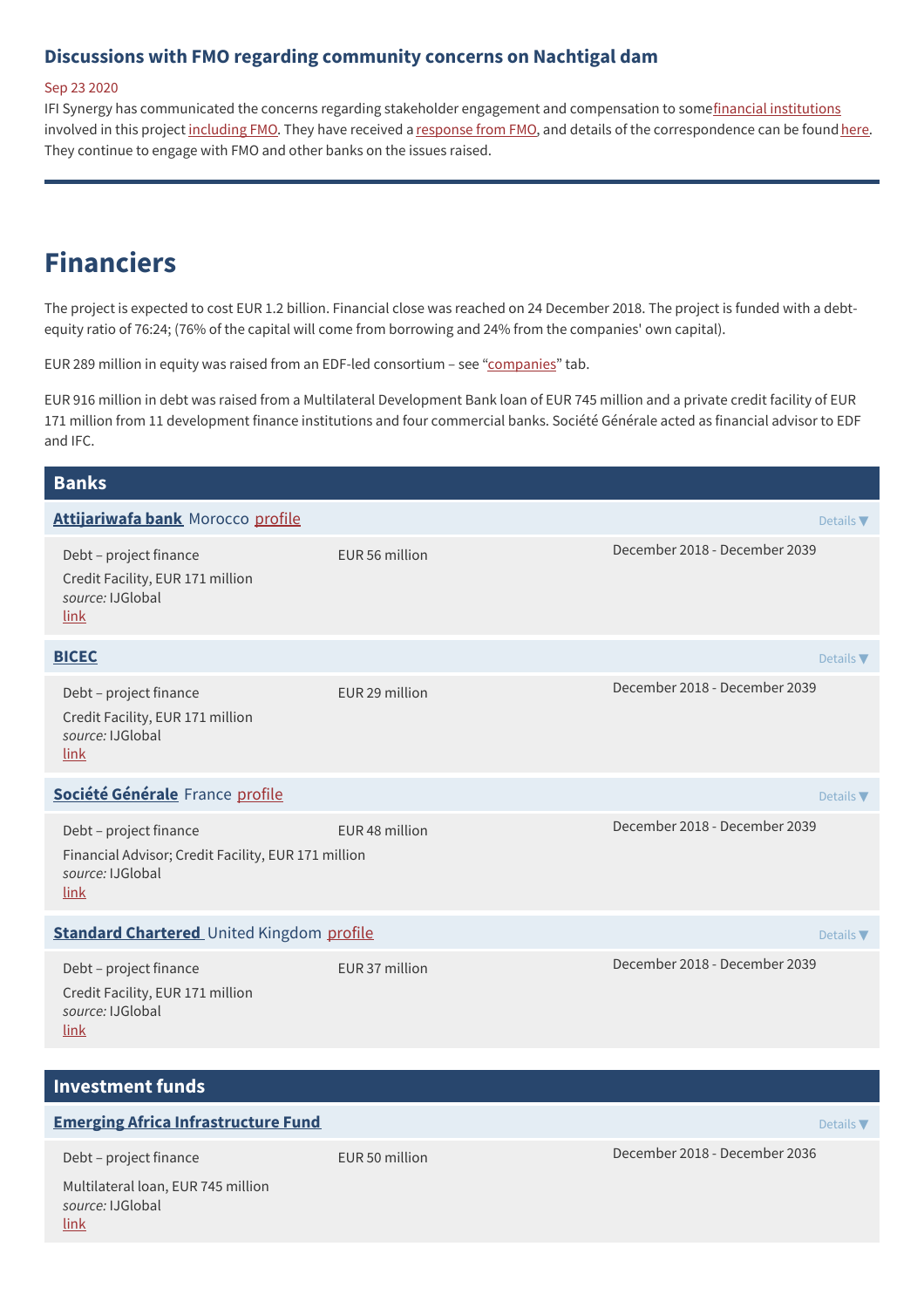### Discussions with FMO regarding community concerns on Nachtigal dam

Sep 23 2020

IFI Synergy has communicated the concerns regarding stakeholder engagement and compensation to some financial institutions involved in this project including FMO. They have received a response from FMO, and details of the correspondence can be found here. They continue to engage with FMO and other banks on the issues raised.

---

# Financiers

The project is expected to cost EUR 1.2 billion. Financial close was reached on 24 December 2018. The project is funded with a debt-equity ratio of 76:24; (76% of the capital will come from borrowing and 24% from the companies' own capital).

EUR 289 million in equity was raised from an EDF-led consortium – see “companies” tab.

EUR 916 million in debt was raised from a Multilateral Development Bank loan of EUR 745 million and a private credit facility of EUR 171 million from 11 development finance institutions and four commercial banks. Société Générale acted as financial advisor to EDF and IFC.

## Banks

### Attijariwafa bank Morocco profile

Details ▼

| | | |
|---|---|---|
| Debt – project finance<br>Credit Facility, EUR 171 million<br>*source:* IJGlobal<br>link | EUR 56 million | December 2018 - December 2039 |

### BICEC

Details ▼

| | | |
|---|---|---|
| Debt – project finance<br>Credit Facility, EUR 171 million<br>*source:* IJGlobal<br>link | EUR 29 million | December 2018 - December 2039 |

### Société Générale France profile

Details ▼

| | | |
|---|---|---|
| Debt – project finance<br>Financial Advisor; Credit Facility, EUR 171 million<br>*source:* IJGlobal<br>link | EUR 48 million | December 2018 - December 2039 |

### Standard Chartered United Kingdom profile

Details ▼

| | | |
|---|---|---|
| Debt – project finance<br>Credit Facility, EUR 171 million<br>*source:* IJGlobal<br>link | EUR 37 million | December 2018 - December 2039 |

## Investment funds

### Emerging Africa Infrastructure Fund

Details ▼

| | | |
|---|---|---|
| Debt – project finance<br>Multilateral loan, EUR 745 million<br>*source:* IJGlobal<br>link | EUR 50 million | December 2018 - December 2036 |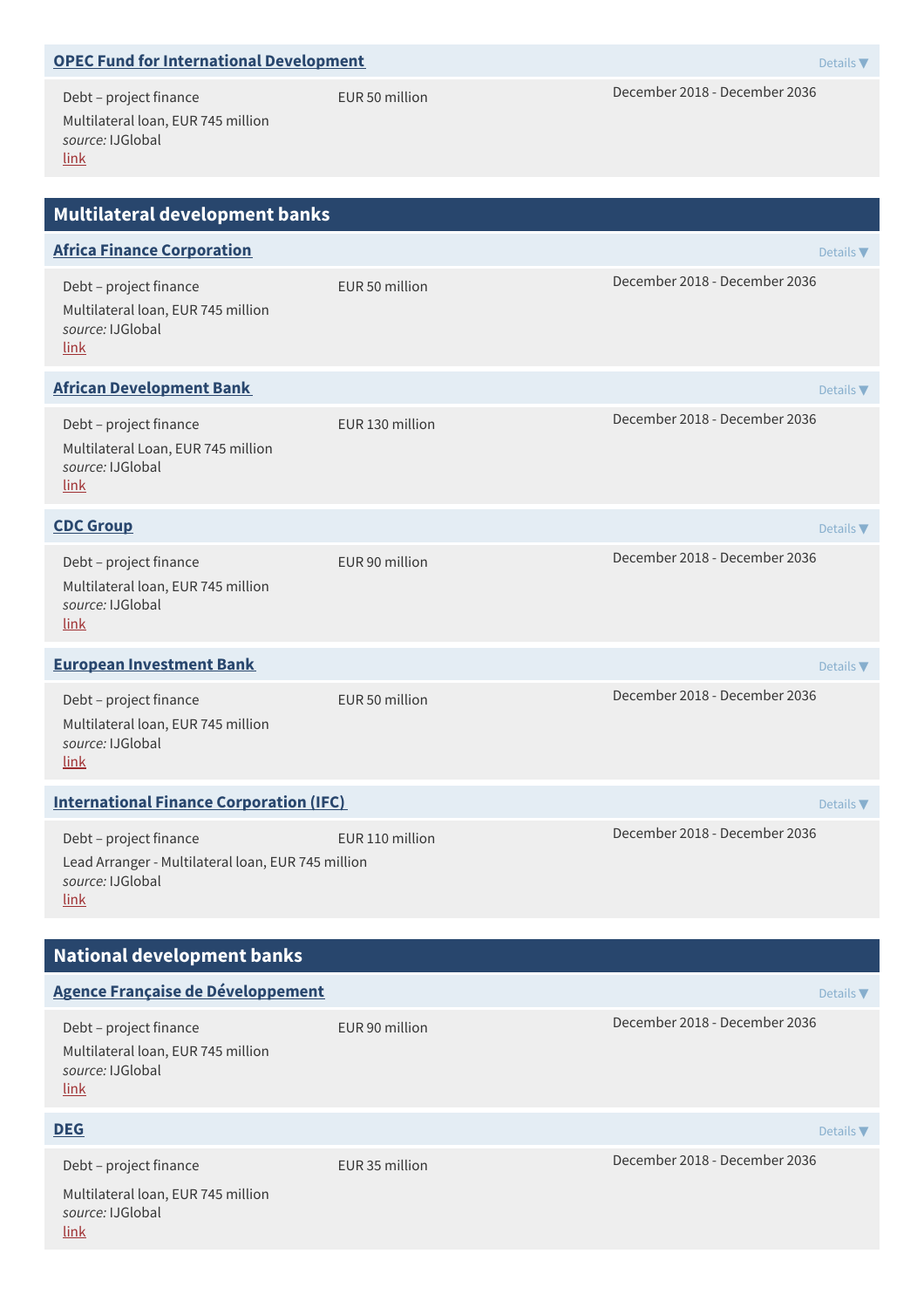### OPEC Fund for International Development

Details ▼

Debt – project finance
Multilateral loan, EUR 745 million
*source:* IJGlobal
link

EUR 50 million

December 2018 - December 2036

## Multilateral development banks

### Africa Finance Corporation

Details ▼

Debt – project finance
Multilateral loan, EUR 745 million
*source:* IJGlobal
link

EUR 50 million

December 2018 - December 2036

### African Development Bank

Details ▼

Debt – project finance
Multilateral Loan, EUR 745 million
*source:* IJGlobal
link

EUR 130 million

December 2018 - December 2036

### CDC Group

Details ▼

Debt – project finance
Multilateral loan, EUR 745 million
*source:* IJGlobal
link

EUR 90 million

December 2018 - December 2036

### European Investment Bank

Details ▼

Debt – project finance
Multilateral loan, EUR 745 million
*source:* IJGlobal
link

EUR 50 million

December 2018 - December 2036

### International Finance Corporation (IFC)

Details ▼

Debt – project finance
Lead Arranger - Multilateral loan, EUR 745 million
*source:* IJGlobal
link

EUR 110 million

December 2018 - December 2036

## National development banks

### Agence Française de Développement

Details ▼

Debt – project finance
Multilateral loan, EUR 745 million
*source:* IJGlobal
link

EUR 90 million

December 2018 - December 2036

### DEG

Details ▼

Debt – project finance
Multilateral loan, EUR 745 million
*source:* IJGlobal
link

EUR 35 million

December 2018 - December 2036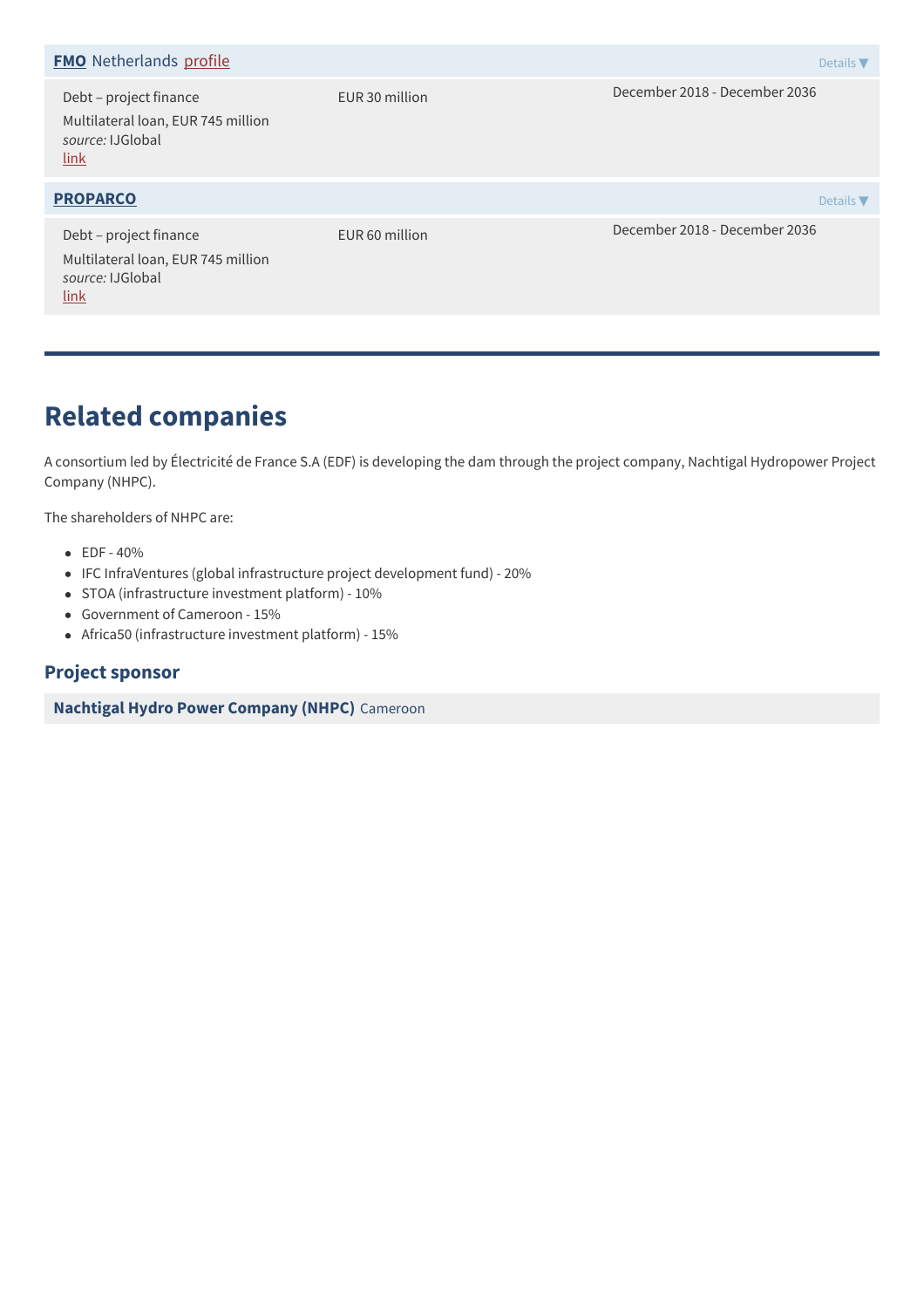**FMO** Netherlands profile

Details ▼

| | | |
|---|---|---|
| Debt – project finance<br>Multilateral loan, EUR 745 million<br>*source:* IJGlobal<br>link | EUR 30 million | December 2018 - December 2036 |

**PROPARCO**

Details ▼

| | | |
|---|---|---|
| Debt – project finance<br>Multilateral loan, EUR 745 million<br>*source:* IJGlobal<br>link | EUR 60 million | December 2018 - December 2036 |

# Related companies

A consortium led by Électricité de France S.A (EDF) is developing the dam through the project company, Nachtigal Hydropower Project Company (NHPC).

The shareholders of NHPC are:

- EDF - 40%
- IFC InfraVentures (global infrastructure project development fund) - 20%
- STOA (infrastructure investment platform) - 10%
- Government of Cameroon - 15%
- Africa50 (infrastructure investment platform) - 15%

## Project sponsor

**Nachtigal Hydro Power Company (NHPC)** Cameroon